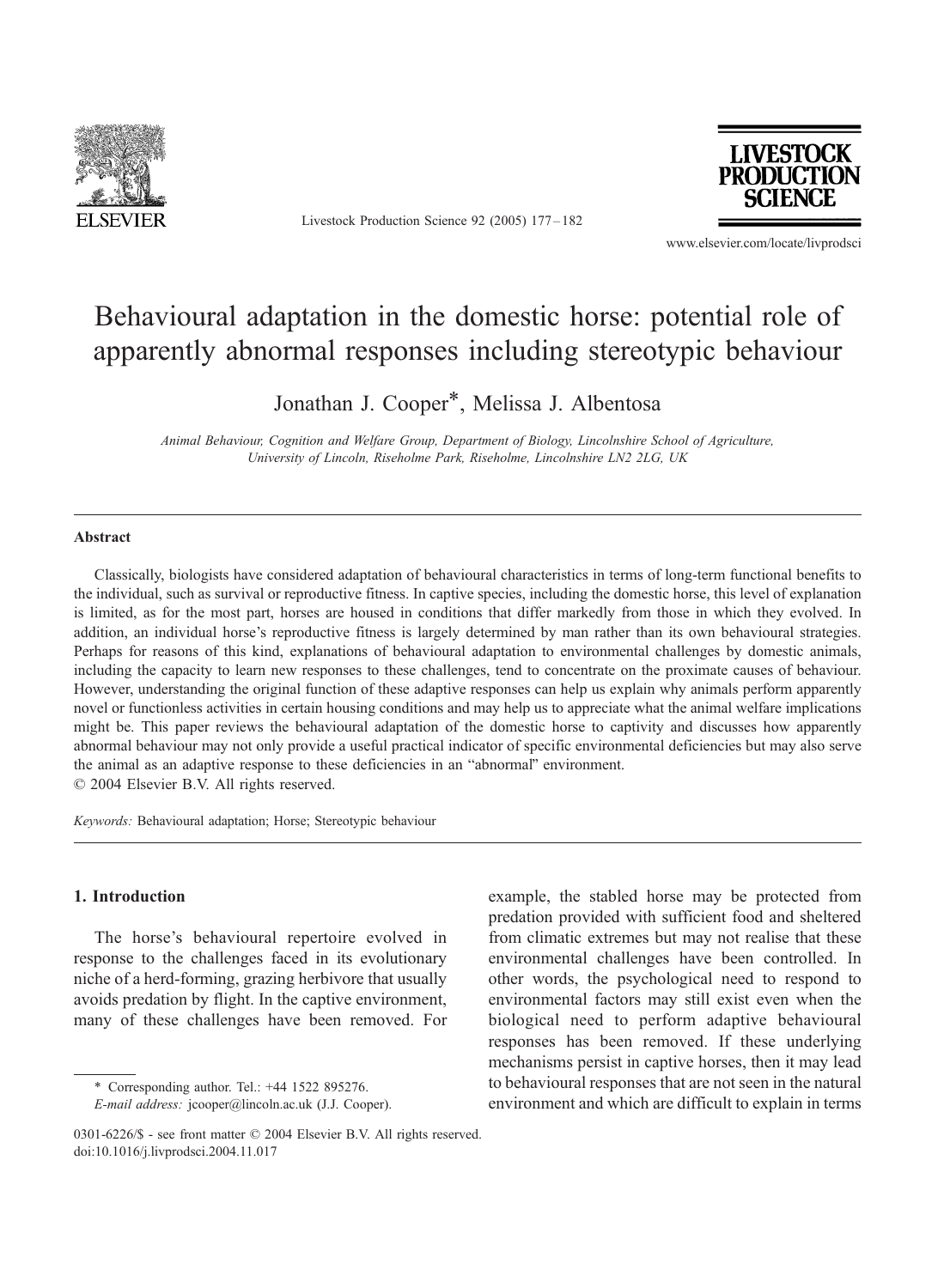# Behavioural adaptation in the domestic horse: potential role of apparently abnormal responses including stereotypic behaviour

Jonathan J. Cooper*, Melissa J. Albentosa

*Animal Behaviour, Cognition and Welfare Group, Department of Biology, Lincolnshire School of Agriculture, University of Lincoln, Riseholme Park, Riseholme, Lincolnshire LN2 2LG, UK*

## Abstract

Classically, biologists have considered adaptation of behavioural characteristics in terms of long-term functional benefits to the individual, such as survival or reproductive fitness. In captive species, including the domestic horse, this level of explanation is limited, as for the most part, horses are housed in conditions that differ markedly from those in which they evolved. In addition, an individual horse's reproductive fitness is largely determined by man rather than its own behavioural strategies. Perhaps for reasons of this kind, explanations of behavioural adaptation to environmental challenges by domestic animals, including the capacity to learn new responses to these challenges, tend to concentrate on the proximate causes of behaviour. However, understanding the original function of these adaptive responses can help us explain why animals perform apparently novel or functionless activities in certain housing conditions and may help us to appreciate what the animal welfare implications might be. This paper reviews the behavioural adaptation of the domestic horse to captivity and discusses how apparently abnormal behaviour may not only provide a useful practical indicator of specific environmental deficiencies but may also serve the animal as an adaptive response to these deficiencies in an "abnormal" environment.

© 2004 Elsevier B.V. All rights reserved.

*Keywords:* Behavioural adaptation; Horse; Stereotypic behaviour

## 1. Introduction

The horse's behavioural repertoire evolved in response to the challenges faced in its evolutionary niche of a herd-forming, grazing herbivore that usually avoids predation by flight. In the captive environment, many of these challenges have been removed. For example, the stabled horse may be protected from predation provided with sufficient food and sheltered from climatic extremes but may not realise that these environmental challenges have been controlled. In other words, the psychological need to respond to environmental factors may still exist even when the biological need to perform adaptive behavioural responses has been removed. If these underlying mechanisms persist in captive horses, then it may lead to behavioural responses that are not seen in the natural environment and which are difficult to explain in terms

\* Corresponding author. Tel.: +44 1522 895276.
*E-mail address:* jcooper@lincoln.ac.uk (J.J. Cooper).

0301-6226/$ - see front matter © 2004 Elsevier B.V. All rights reserved.
doi:10.1016/j.livprodsci.2004.11.017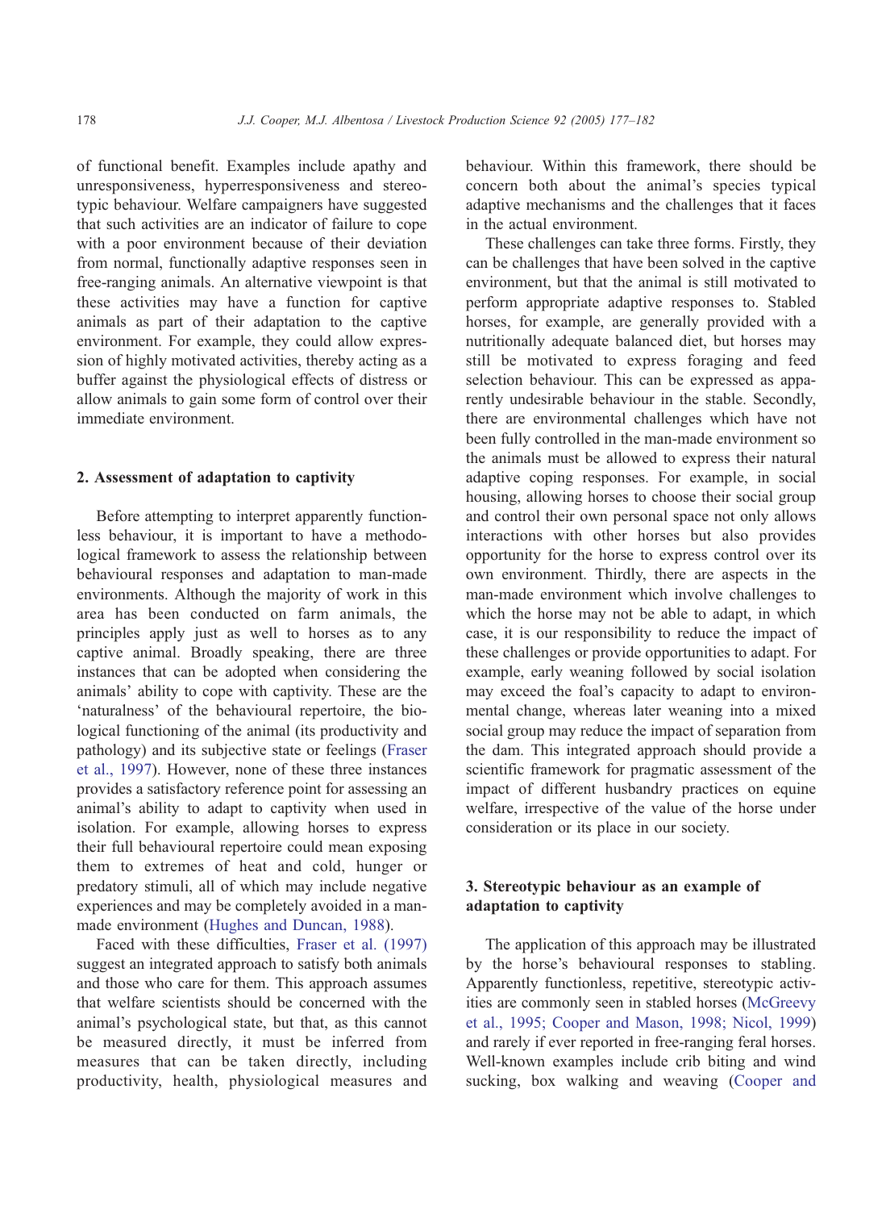of functional benefit. Examples include apathy and unresponsiveness, hyperresponsiveness and stereotypic behaviour. Welfare campaigners have suggested that such activities are an indicator of failure to cope with a poor environment because of their deviation from normal, functionally adaptive responses seen in free-ranging animals. An alternative viewpoint is that these activities may have a function for captive animals as part of their adaptation to the captive environment. For example, they could allow expression of highly motivated activities, thereby acting as a buffer against the physiological effects of distress or allow animals to gain some form of control over their immediate environment.

## 2. Assessment of adaptation to captivity

Before attempting to interpret apparently functionless behaviour, it is important to have a methodological framework to assess the relationship between behavioural responses and adaptation to man-made environments. Although the majority of work in this area has been conducted on farm animals, the principles apply just as well to horses as to any captive animal. Broadly speaking, there are three instances that can be adopted when considering the animals' ability to cope with captivity. These are the 'naturalness' of the behavioural repertoire, the biological functioning of the animal (its productivity and pathology) and its subjective state or feelings (Fraser et al., 1997). However, none of these three instances provides a satisfactory reference point for assessing an animal's ability to adapt to captivity when used in isolation. For example, allowing horses to express their full behavioural repertoire could mean exposing them to extremes of heat and cold, hunger or predatory stimuli, all of which may include negative experiences and may be completely avoided in a man-made environment (Hughes and Duncan, 1988).

Faced with these difficulties, Fraser et al. (1997) suggest an integrated approach to satisfy both animals and those who care for them. This approach assumes that welfare scientists should be concerned with the animal's psychological state, but that, as this cannot be measured directly, it must be inferred from measures that can be taken directly, including productivity, health, physiological measures and behaviour. Within this framework, there should be concern both about the animal's species typical adaptive mechanisms and the challenges that it faces in the actual environment.

These challenges can take three forms. Firstly, they can be challenges that have been solved in the captive environment, but that the animal is still motivated to perform appropriate adaptive responses to. Stabled horses, for example, are generally provided with a nutritionally adequate balanced diet, but horses may still be motivated to express foraging and feed selection behaviour. This can be expressed as apparently undesirable behaviour in the stable. Secondly, there are environmental challenges which have not been fully controlled in the man-made environment so the animals must be allowed to express their natural adaptive coping responses. For example, in social housing, allowing horses to choose their social group and control their own personal space not only allows interactions with other horses but also provides opportunity for the horse to express control over its own environment. Thirdly, there are aspects in the man-made environment which involve challenges to which the horse may not be able to adapt, in which case, it is our responsibility to reduce the impact of these challenges or provide opportunities to adapt. For example, early weaning followed by social isolation may exceed the foal's capacity to adapt to environmental change, whereas later weaning into a mixed social group may reduce the impact of separation from the dam. This integrated approach should provide a scientific framework for pragmatic assessment of the impact of different husbandry practices on equine welfare, irrespective of the value of the horse under consideration or its place in our society.

## 3. Stereotypic behaviour as an example of adaptation to captivity

The application of this approach may be illustrated by the horse's behavioural responses to stabling. Apparently functionless, repetitive, stereotypic activities are commonly seen in stabled horses (McGreevy et al., 1995; Cooper and Mason, 1998; Nicol, 1999) and rarely if ever reported in free-ranging feral horses. Well-known examples include crib biting and wind sucking, box walking and weaving (Cooper and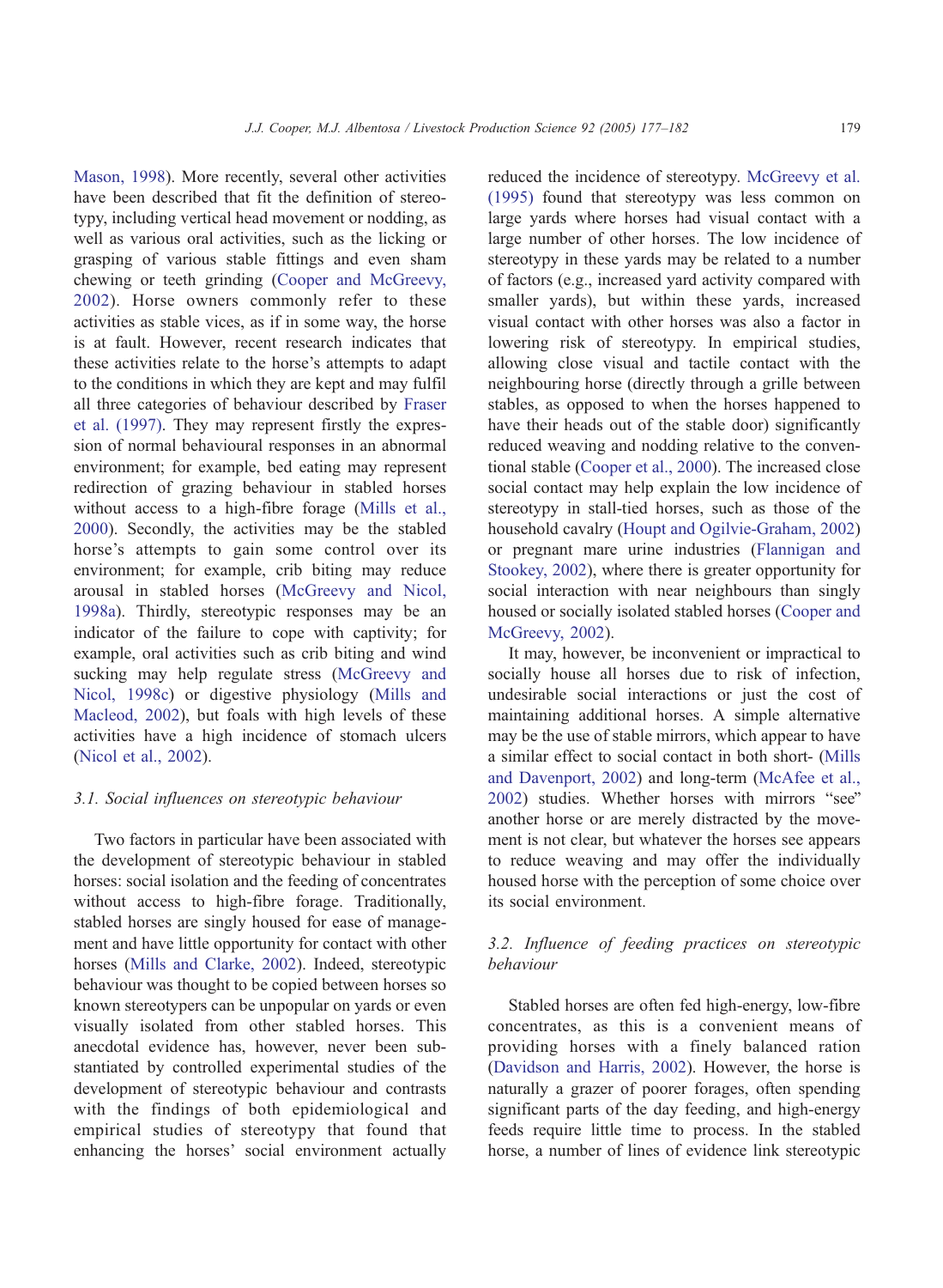Mason, 1998). More recently, several other activities have been described that fit the definition of stereotypy, including vertical head movement or nodding, as well as various oral activities, such as the licking or grasping of various stable fittings and even sham chewing or teeth grinding (Cooper and McGreevy, 2002). Horse owners commonly refer to these activities as stable vices, as if in some way, the horse is at fault. However, recent research indicates that these activities relate to the horse's attempts to adapt to the conditions in which they are kept and may fulfil all three categories of behaviour described by Fraser et al. (1997). They may represent firstly the expression of normal behavioural responses in an abnormal environment; for example, bed eating may represent redirection of grazing behaviour in stabled horses without access to a high-fibre forage (Mills et al., 2000). Secondly, the activities may be the stabled horse's attempts to gain some control over its environment; for example, crib biting may reduce arousal in stabled horses (McGreevy and Nicol, 1998a). Thirdly, stereotypic responses may be an indicator of the failure to cope with captivity; for example, oral activities such as crib biting and wind sucking may help regulate stress (McGreevy and Nicol, 1998c) or digestive physiology (Mills and Macleod, 2002), but foals with high levels of these activities have a high incidence of stomach ulcers (Nicol et al., 2002).

### 3.1. Social influences on stereotypic behaviour

Two factors in particular have been associated with the development of stereotypic behaviour in stabled horses: social isolation and the feeding of concentrates without access to high-fibre forage. Traditionally, stabled horses are singly housed for ease of management and have little opportunity for contact with other horses (Mills and Clarke, 2002). Indeed, stereotypic behaviour was thought to be copied between horses so known stereotypers can be unpopular on yards or even visually isolated from other stabled horses. This anecdotal evidence has, however, never been substantiated by controlled experimental studies of the development of stereotypic behaviour and contrasts with the findings of both epidemiological and empirical studies of stereotypy that found that enhancing the horses' social environment actually reduced the incidence of stereotypy. McGreevy et al. (1995) found that stereotypy was less common on large yards where horses had visual contact with a large number of other horses. The low incidence of stereotypy in these yards may be related to a number of factors (e.g., increased yard activity compared with smaller yards), but within these yards, increased visual contact with other horses was also a factor in lowering risk of stereotypy. In empirical studies, allowing close visual and tactile contact with the neighbouring horse (directly through a grille between stables, as opposed to when the horses happened to have their heads out of the stable door) significantly reduced weaving and nodding relative to the conventional stable (Cooper et al., 2000). The increased close social contact may help explain the low incidence of stereotypy in stall-tied horses, such as those of the household cavalry (Houpt and Ogilvie-Graham, 2002) or pregnant mare urine industries (Flannigan and Stookey, 2002), where there is greater opportunity for social interaction with near neighbours than singly housed or socially isolated stabled horses (Cooper and McGreevy, 2002).

It may, however, be inconvenient or impractical to socially house all horses due to risk of infection, undesirable social interactions or just the cost of maintaining additional horses. A simple alternative may be the use of stable mirrors, which appear to have a similar effect to social contact in both short- (Mills and Davenport, 2002) and long-term (McAfee et al., 2002) studies. Whether horses with mirrors "see" another horse or are merely distracted by the movement is not clear, but whatever the horses see appears to reduce weaving and may offer the individually housed horse with the perception of some choice over its social environment.

### 3.2. Influence of feeding practices on stereotypic behaviour

Stabled horses are often fed high-energy, low-fibre concentrates, as this is a convenient means of providing horses with a finely balanced ration (Davidson and Harris, 2002). However, the horse is naturally a grazer of poorer forages, often spending significant parts of the day feeding, and high-energy feeds require little time to process. In the stabled horse, a number of lines of evidence link stereotypic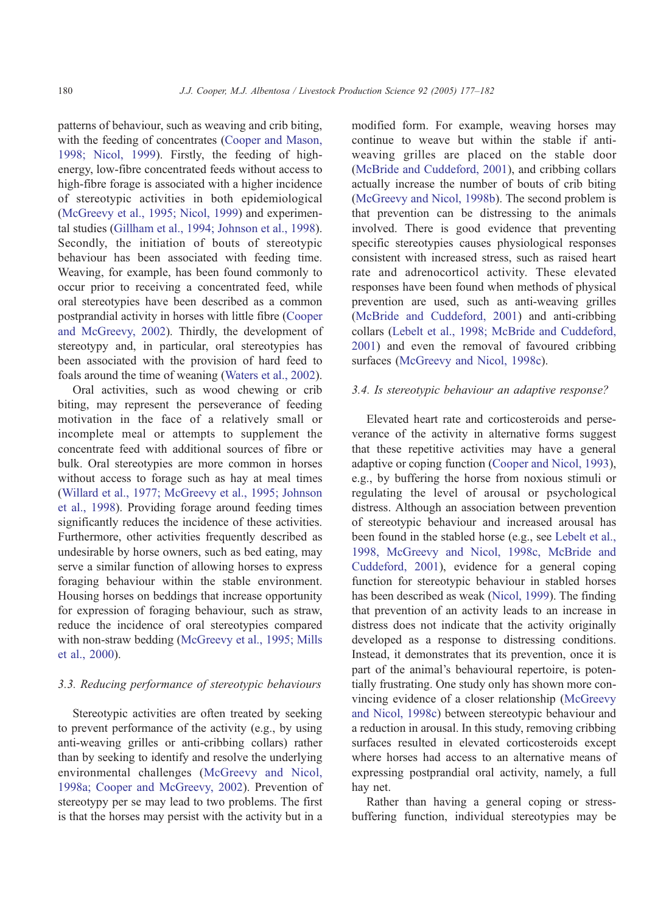patterns of behaviour, such as weaving and crib biting, with the feeding of concentrates (Cooper and Mason, 1998; Nicol, 1999). Firstly, the feeding of high-energy, low-fibre concentrated feeds without access to high-fibre forage is associated with a higher incidence of stereotypic activities in both epidemiological (McGreevy et al., 1995; Nicol, 1999) and experimental studies (Gillham et al., 1994; Johnson et al., 1998). Secondly, the initiation of bouts of stereotypic behaviour has been associated with feeding time. Weaving, for example, has been found commonly to occur prior to receiving a concentrated feed, while oral stereotypies have been described as a common postprandial activity in horses with little fibre (Cooper and McGreevy, 2002). Thirdly, the development of stereotypy and, in particular, oral stereotypies has been associated with the provision of hard feed to foals around the time of weaning (Waters et al., 2002).

Oral activities, such as wood chewing or crib biting, may represent the perseverance of feeding motivation in the face of a relatively small or incomplete meal or attempts to supplement the concentrate feed with additional sources of fibre or bulk. Oral stereotypies are more common in horses without access to forage such as hay at meal times (Willard et al., 1977; McGreevy et al., 1995; Johnson et al., 1998). Providing forage around feeding times significantly reduces the incidence of these activities. Furthermore, other activities frequently described as undesirable by horse owners, such as bed eating, may serve a similar function of allowing horses to express foraging behaviour within the stable environment. Housing horses on beddings that increase opportunity for expression of foraging behaviour, such as straw, reduce the incidence of oral stereotypies compared with non-straw bedding (McGreevy et al., 1995; Mills et al., 2000).

### 3.3. Reducing performance of stereotypic behaviours

Stereotypic activities are often treated by seeking to prevent performance of the activity (e.g., by using anti-weaving grilles or anti-cribbing collars) rather than by seeking to identify and resolve the underlying environmental challenges (McGreevy and Nicol, 1998a; Cooper and McGreevy, 2002). Prevention of stereotypy per se may lead to two problems. The first is that the horses may persist with the activity but in a modified form. For example, weaving horses may continue to weave but within the stable if anti-weaving grilles are placed on the stable door (McBride and Cuddeford, 2001), and cribbing collars actually increase the number of bouts of crib biting (McGreevy and Nicol, 1998b). The second problem is that prevention can be distressing to the animals involved. There is good evidence that preventing specific stereotypies causes physiological responses consistent with increased stress, such as raised heart rate and adrenocorticol activity. These elevated responses have been found when methods of physical prevention are used, such as anti-weaving grilles (McBride and Cuddeford, 2001) and anti-cribbing collars (Lebelt et al., 1998; McBride and Cuddeford, 2001) and even the removal of favoured cribbing surfaces (McGreevy and Nicol, 1998c).

### 3.4. Is stereotypic behaviour an adaptive response?

Elevated heart rate and corticosteroids and perseverance of the activity in alternative forms suggest that these repetitive activities may have a general adaptive or coping function (Cooper and Nicol, 1993), e.g., by buffering the horse from noxious stimuli or regulating the level of arousal or psychological distress. Although an association between prevention of stereotypic behaviour and increased arousal has been found in the stabled horse (e.g., see Lebelt et al., 1998, McGreevy and Nicol, 1998c, McBride and Cuddeford, 2001), evidence for a general coping function for stereotypic behaviour in stabled horses has been described as weak (Nicol, 1999). The finding that prevention of an activity leads to an increase in distress does not indicate that the activity originally developed as a response to distressing conditions. Instead, it demonstrates that its prevention, once it is part of the animal's behavioural repertoire, is potentially frustrating. One study only has shown more convincing evidence of a closer relationship (McGreevy and Nicol, 1998c) between stereotypic behaviour and a reduction in arousal. In this study, removing cribbing surfaces resulted in elevated corticosteroids except where horses had access to an alternative means of expressing postprandial oral activity, namely, a full hay net.

Rather than having a general coping or stress-buffering function, individual stereotypies may be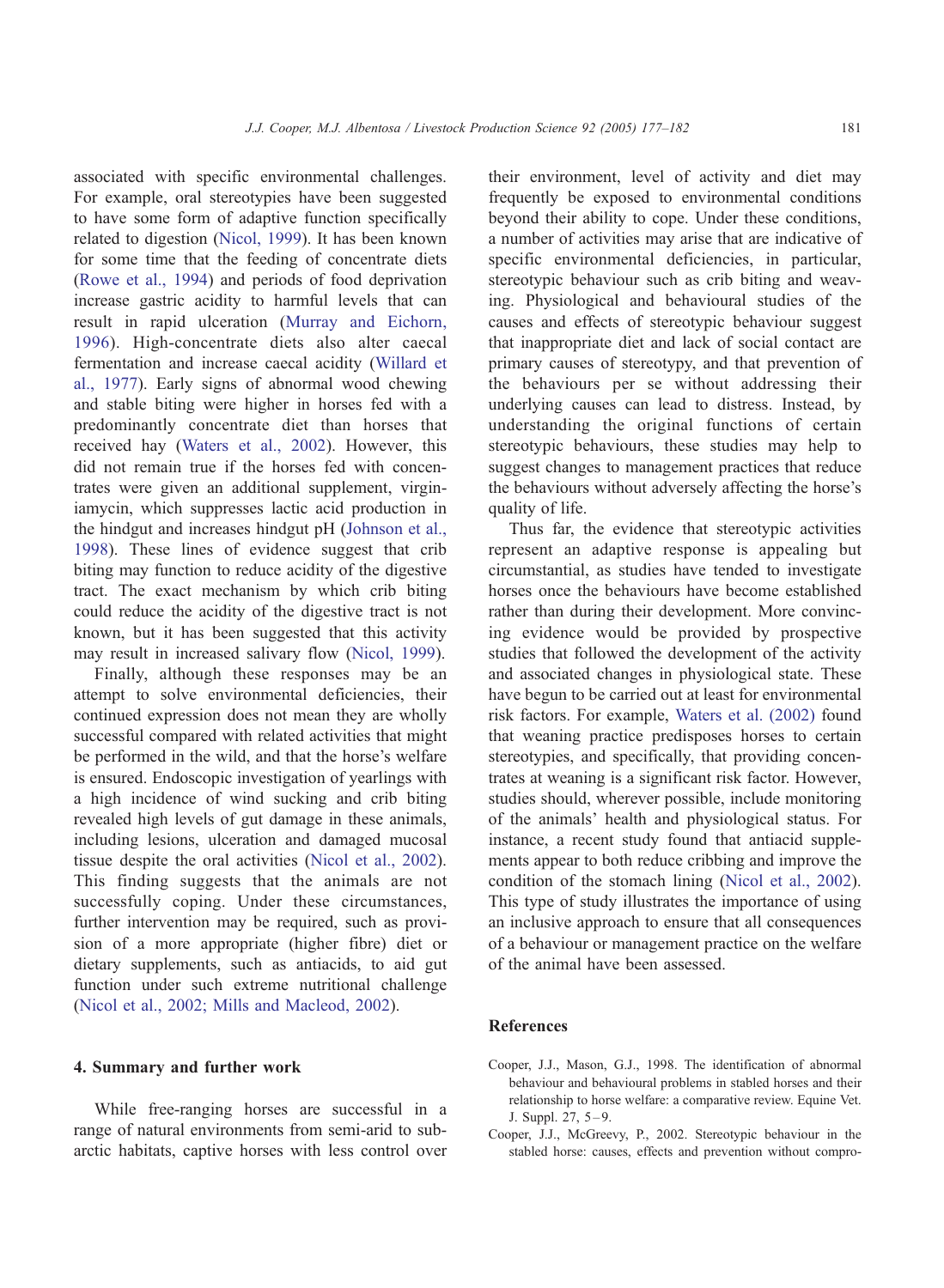associated with specific environmental challenges. For example, oral stereotypies have been suggested to have some form of adaptive function specifically related to digestion (Nicol, 1999). It has been known for some time that the feeding of concentrate diets (Rowe et al., 1994) and periods of food deprivation increase gastric acidity to harmful levels that can result in rapid ulceration (Murray and Eichorn, 1996). High-concentrate diets also alter caecal fermentation and increase caecal acidity (Willard et al., 1977). Early signs of abnormal wood chewing and stable biting were higher in horses fed with a predominantly concentrate diet than horses that received hay (Waters et al., 2002). However, this did not remain true if the horses fed with concentrates were given an additional supplement, virginiamycin, which suppresses lactic acid production in the hindgut and increases hindgut pH (Johnson et al., 1998). These lines of evidence suggest that crib biting may function to reduce acidity of the digestive tract. The exact mechanism by which crib biting could reduce the acidity of the digestive tract is not known, but it has been suggested that this activity may result in increased salivary flow (Nicol, 1999).

Finally, although these responses may be an attempt to solve environmental deficiencies, their continued expression does not mean they are wholly successful compared with related activities that might be performed in the wild, and that the horse's welfare is ensured. Endoscopic investigation of yearlings with a high incidence of wind sucking and crib biting revealed high levels of gut damage in these animals, including lesions, ulceration and damaged mucosal tissue despite the oral activities (Nicol et al., 2002). This finding suggests that the animals are not successfully coping. Under these circumstances, further intervention may be required, such as provision of a more appropriate (higher fibre) diet or dietary supplements, such as antiacids, to aid gut function under such extreme nutritional challenge (Nicol et al., 2002; Mills and Macleod, 2002).

## 4. Summary and further work

While free-ranging horses are successful in a range of natural environments from semi-arid to sub-arctic habitats, captive horses with less control over their environment, level of activity and diet may frequently be exposed to environmental conditions beyond their ability to cope. Under these conditions, a number of activities may arise that are indicative of specific environmental deficiencies, in particular, stereotypic behaviour such as crib biting and weaving. Physiological and behavioural studies of the causes and effects of stereotypic behaviour suggest that inappropriate diet and lack of social contact are primary causes of stereotypy, and that prevention of the behaviours per se without addressing their underlying causes can lead to distress. Instead, by understanding the original functions of certain stereotypic behaviours, these studies may help to suggest changes to management practices that reduce the behaviours without adversely affecting the horse's quality of life.

Thus far, the evidence that stereotypic activities represent an adaptive response is appealing but circumstantial, as studies have tended to investigate horses once the behaviours have become established rather than during their development. More convincing evidence would be provided by prospective studies that followed the development of the activity and associated changes in physiological state. These have begun to be carried out at least for environmental risk factors. For example, Waters et al. (2002) found that weaning practice predisposes horses to certain stereotypies, and specifically, that providing concentrates at weaning is a significant risk factor. However, studies should, wherever possible, include monitoring of the animals' health and physiological status. For instance, a recent study found that antiacid supplements appear to both reduce cribbing and improve the condition of the stomach lining (Nicol et al., 2002). This type of study illustrates the importance of using an inclusive approach to ensure that all consequences of a behaviour or management practice on the welfare of the animal have been assessed.

## References

Cooper, J.J., Mason, G.J., 1998. The identification of abnormal behaviour and behavioural problems in stabled horses and their relationship to horse welfare: a comparative review. Equine Vet. J. Suppl. 27, 5–9.

Cooper, J.J., McGreevy, P., 2002. Stereotypic behaviour in the stabled horse: causes, effects and prevention without compro-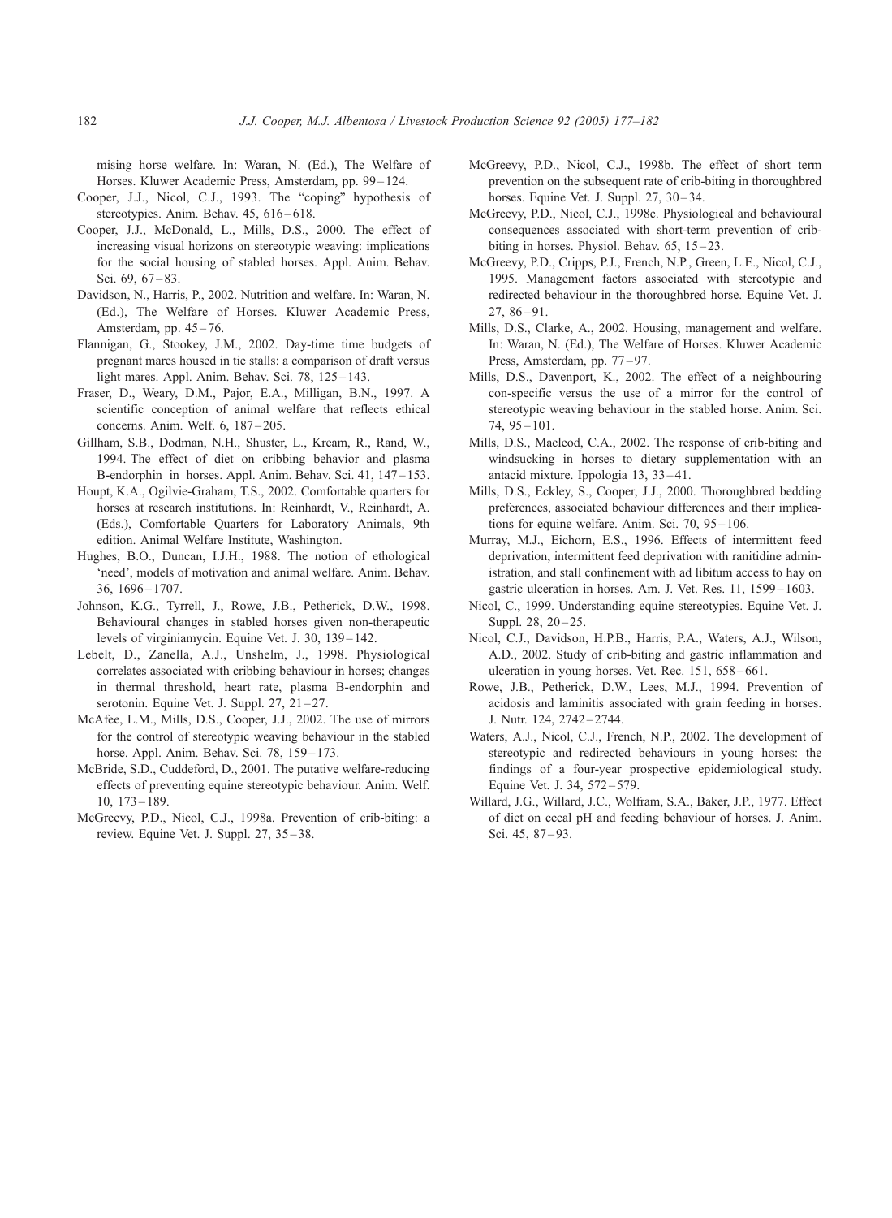mising horse welfare. In: Waran, N. (Ed.), The Welfare of Horses. Kluwer Academic Press, Amsterdam, pp. 99–124.

Cooper, J.J., Nicol, C.J., 1993. The "coping" hypothesis of stereotypies. Anim. Behav. 45, 616–618.

Cooper, J.J., McDonald, L., Mills, D.S., 2000. The effect of increasing visual horizons on stereotypic weaving: implications for the social housing of stabled horses. Appl. Anim. Behav. Sci. 69, 67–83.

Davidson, N., Harris, P., 2002. Nutrition and welfare. In: Waran, N. (Ed.), The Welfare of Horses. Kluwer Academic Press, Amsterdam, pp. 45–76.

Flannigan, G., Stookey, J.M., 2002. Day-time time budgets of pregnant mares housed in tie stalls: a comparison of draft versus light mares. Appl. Anim. Behav. Sci. 78, 125–143.

Fraser, D., Weary, D.M., Pajor, E.A., Milligan, B.N., 1997. A scientific conception of animal welfare that reflects ethical concerns. Anim. Welf. 6, 187–205.

Gillham, S.B., Dodman, N.H., Shuster, L., Kream, R., Rand, W., 1994. The effect of diet on cribbing behavior and plasma B-endorphin in horses. Appl. Anim. Behav. Sci. 41, 147–153.

Houpt, K.A., Ogilvie-Graham, T.S., 2002. Comfortable quarters for horses at research institutions. In: Reinhardt, V., Reinhardt, A. (Eds.), Comfortable Quarters for Laboratory Animals, 9th edition. Animal Welfare Institute, Washington.

Hughes, B.O., Duncan, I.J.H., 1988. The notion of ethological 'need', models of motivation and animal welfare. Anim. Behav. 36, 1696–1707.

Johnson, K.G., Tyrrell, J., Rowe, J.B., Petherick, D.W., 1998. Behavioural changes in stabled horses given non-therapeutic levels of virginiamycin. Equine Vet. J. 30, 139–142.

Lebelt, D., Zanella, A.J., Unshelm, J., 1998. Physiological correlates associated with cribbing behaviour in horses; changes in thermal threshold, heart rate, plasma B-endorphin and serotonin. Equine Vet. J. Suppl. 27, 21–27.

McAfee, L.M., Mills, D.S., Cooper, J.J., 2002. The use of mirrors for the control of stereotypic weaving behaviour in the stabled horse. Appl. Anim. Behav. Sci. 78, 159–173.

McBride, S.D., Cuddeford, D., 2001. The putative welfare-reducing effects of preventing equine stereotypic behaviour. Anim. Welf. 10, 173–189.

McGreevy, P.D., Nicol, C.J., 1998a. Prevention of crib-biting: a review. Equine Vet. J. Suppl. 27, 35–38.

McGreevy, P.D., Nicol, C.J., 1998b. The effect of short term prevention on the subsequent rate of crib-biting in thoroughbred horses. Equine Vet. J. Suppl. 27, 30–34.

McGreevy, P.D., Nicol, C.J., 1998c. Physiological and behavioural consequences associated with short-term prevention of crib-biting in horses. Physiol. Behav. 65, 15–23.

McGreevy, P.D., Cripps, P.J., French, N.P., Green, L.E., Nicol, C.J., 1995. Management factors associated with stereotypic and redirected behaviour in the thoroughbred horse. Equine Vet. J. 27, 86–91.

Mills, D.S., Clarke, A., 2002. Housing, management and welfare. In: Waran, N. (Ed.), The Welfare of Horses. Kluwer Academic Press, Amsterdam, pp. 77–97.

Mills, D.S., Davenport, K., 2002. The effect of a neighbouring con-specific versus the use of a mirror for the control of stereotypic weaving behaviour in the stabled horse. Anim. Sci. 74, 95–101.

Mills, D.S., Macleod, C.A., 2002. The response of crib-biting and windsucking in horses to dietary supplementation with an antacid mixture. Ippologia 13, 33–41.

Mills, D.S., Eckley, S., Cooper, J.J., 2000. Thoroughbred bedding preferences, associated behaviour differences and their implications for equine welfare. Anim. Sci. 70, 95–106.

Murray, M.J., Eichorn, E.S., 1996. Effects of intermittent feed deprivation, intermittent feed deprivation with ranitidine administration, and stall confinement with ad libitum access to hay on gastric ulceration in horses. Am. J. Vet. Res. 11, 1599–1603.

Nicol, C., 1999. Understanding equine stereotypies. Equine Vet. J. Suppl. 28, 20–25.

Nicol, C.J., Davidson, H.P.B., Harris, P.A., Waters, A.J., Wilson, A.D., 2002. Study of crib-biting and gastric inflammation and ulceration in young horses. Vet. Rec. 151, 658–661.

Rowe, J.B., Petherick, D.W., Lees, M.J., 1994. Prevention of acidosis and laminitis associated with grain feeding in horses. J. Nutr. 124, 2742–2744.

Waters, A.J., Nicol, C.J., French, N.P., 2002. The development of stereotypic and redirected behaviours in young horses: the findings of a four-year prospective epidemiological study. Equine Vet. J. 34, 572–579.

Willard, J.G., Willard, J.C., Wolfram, S.A., Baker, J.P., 1977. Effect of diet on cecal pH and feeding behaviour of horses. J. Anim. Sci. 45, 87–93.